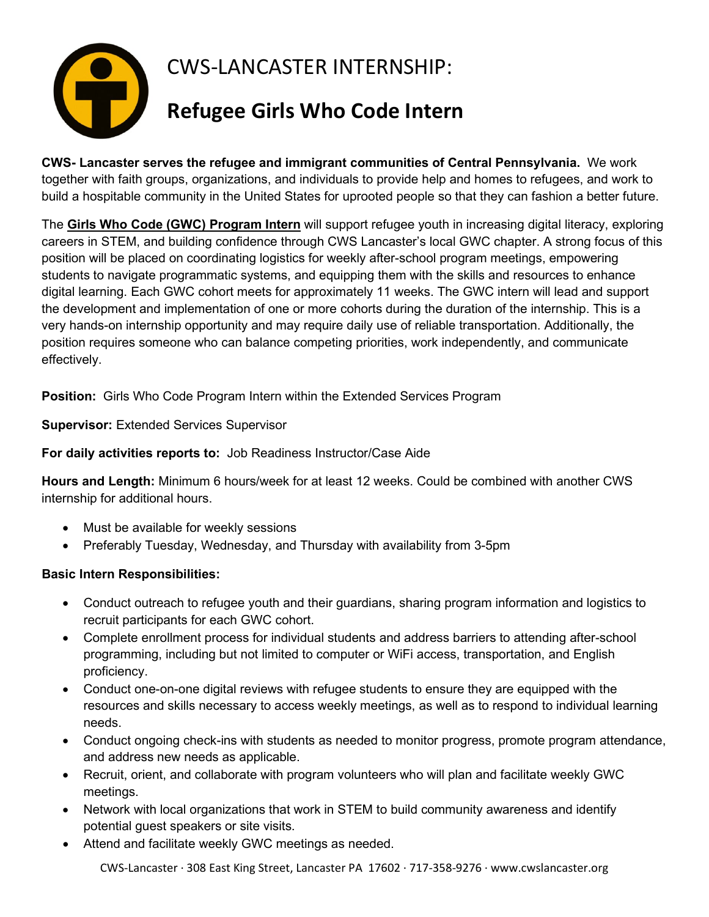# CWS-LANCASTER INTERNSHIP:

## Refugee Girls Who Code Intern

**CWS- Lancaster serves the refugee and immigrant communities of Central Pennsylvania.** We work together with faith groups, organizations, and individuals to provide help and homes to refugees, and work to build a hospitable community in the United States for uprooted people so that they can fashion a better future.

The **Girls Who Code (GWC) Program Intern** will support refugee youth in increasing digital literacy, exploring careers in STEM, and building confidence through CWS Lancaster's local GWC chapter. A strong focus of this position will be placed on coordinating logistics for weekly after-school program meetings, empowering students to navigate programmatic systems, and equipping them with the skills and resources to enhance digital learning. Each GWC cohort meets for approximately 11 weeks. The GWC intern will lead and support the development and implementation of one or more cohorts during the duration of the internship. This is a very hands-on internship opportunity and may require daily use of reliable transportation. Additionally, the position requires someone who can balance competing priorities, work independently, and communicate effectively.

**Position:** Girls Who Code Program Intern within the Extended Services Program

**Supervisor:** Extended Services Supervisor

**For daily activities reports to:** Job Readiness Instructor/Case Aide

**Hours and Length:** Minimum 6 hours/week for at least 12 weeks. Could be combined with another CWS internship for additional hours.

- Must be available for weekly sessions
- Preferably Tuesday, Wednesday, and Thursday with availability from 3-5pm

**Basic Intern Responsibilities:**

- Conduct outreach to refugee youth and their guardians, sharing program information and logistics to recruit participants for each GWC cohort.
- Complete enrollment process for individual students and address barriers to attending after-school programming, including but not limited to computer or WiFi access, transportation, and English proficiency.
- Conduct one-on-one digital reviews with refugee students to ensure they are equipped with the resources and skills necessary to access weekly meetings, as well as to respond to individual learning needs.
- Conduct ongoing check-ins with students as needed to monitor progress, promote program attendance, and address new needs as applicable.
- Recruit, orient, and collaborate with program volunteers who will plan and facilitate weekly GWC meetings.
- Network with local organizations that work in STEM to build community awareness and identify potential guest speakers or site visits.
- Attend and facilitate weekly GWC meetings as needed.

CWS-Lancaster · 308 East King Street, Lancaster PA 17602 · 717-358-9276 · www.cwslancaster.org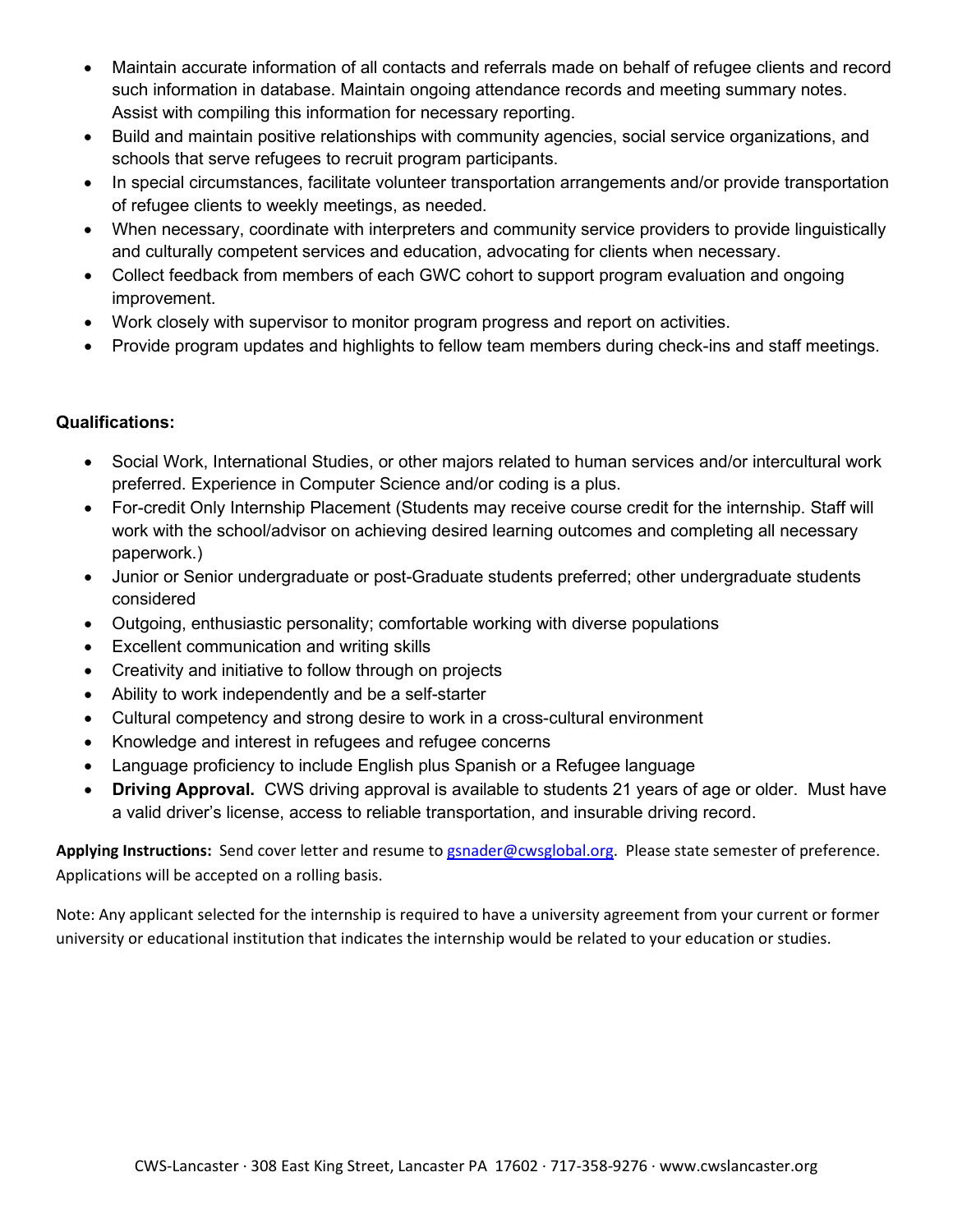- Maintain accurate information of all contacts and referrals made on behalf of refugee clients and record such information in database. Maintain ongoing attendance records and meeting summary notes. Assist with compiling this information for necessary reporting.
- Build and maintain positive relationships with community agencies, social service organizations, and schools that serve refugees to recruit program participants.
- In special circumstances, facilitate volunteer transportation arrangements and/or provide transportation of refugee clients to weekly meetings, as needed.
- When necessary, coordinate with interpreters and community service providers to provide linguistically and culturally competent services and education, advocating for clients when necessary.
- Collect feedback from members of each GWC cohort to support program evaluation and ongoing improvement.
- Work closely with supervisor to monitor program progress and report on activities.
- Provide program updates and highlights to fellow team members during check-ins and staff meetings.

**Qualifications:**

- Social Work, International Studies, or other majors related to human services and/or intercultural work preferred. Experience in Computer Science and/or coding is a plus.
- For-credit Only Internship Placement (Students may receive course credit for the internship. Staff will work with the school/advisor on achieving desired learning outcomes and completing all necessary paperwork.)
- Junior or Senior undergraduate or post-Graduate students preferred; other undergraduate students considered
- Outgoing, enthusiastic personality; comfortable working with diverse populations
- Excellent communication and writing skills
- Creativity and initiative to follow through on projects
- Ability to work independently and be a self-starter
- Cultural competency and strong desire to work in a cross-cultural environment
- Knowledge and interest in refugees and refugee concerns
- Language proficiency to include English plus Spanish or a Refugee language
- **Driving Approval.** CWS driving approval is available to students 21 years of age or older. Must have a valid driver's license, access to reliable transportation, and insurable driving record.

**Applying Instructions:** Send cover letter and resume to gsnader@cwsglobal.org. Please state semester of preference. Applications will be accepted on a rolling basis.

Note: Any applicant selected for the internship is required to have a university agreement from your current or former university or educational institution that indicates the internship would be related to your education or studies.